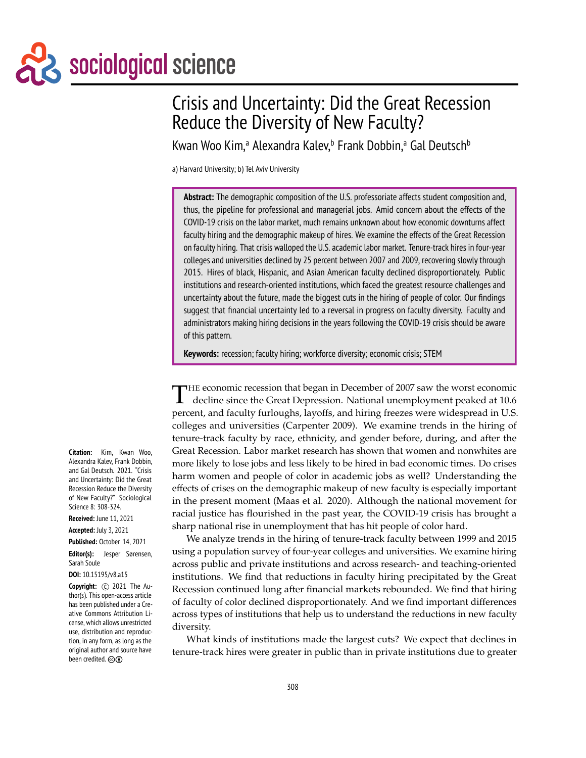# Crisis and Uncertainty: Did the Great Recession Reduce the Diversity of New Faculty?

Kwan Woo Kim,[a] Alexandra Kalev,[b] Frank Dobbin,[a] Gal Deutsch[b]

a) Harvard University; b) Tel Aviv University

**Abstract:** The demographic composition of the U.S. professoriate affects student composition and, thus, the pipeline for professional and managerial jobs. Amid concern about the effects of the COVID-19 crisis on the labor market, much remains unknown about how economic downturns affect faculty hiring and the demographic makeup of hires. We examine the effects of the Great Recession on faculty hiring. That crisis walloped the U.S. academic labor market. Tenure-track hires in four-year colleges and universities declined by 25 percent between 2007 and 2009, recovering slowly through 2015. Hires of black, Hispanic, and Asian American faculty declined disproportionately. Public institutions and research-oriented institutions, which faced the greatest resource challenges and uncertainty about the future, made the biggest cuts in the hiring of people of color. Our findings suggest that financial uncertainty led to a reversal in progress on faculty diversity. Faculty and administrators making hiring decisions in the years following the COVID-19 crisis should be aware of this pattern.

**Keywords:** recession; faculty hiring; workforce diversity; economic crisis; STEM

**Citation:** Kim, Kwan Woo, Alexandra Kalev, Frank Dobbin, and Gal Deutsch. 2021. "Crisis and Uncertainty: Did the Great Recession Reduce the Diversity of New Faculty?" Sociological Science 8: 308-324.

**Received:** June 11, 2021

**Accepted:** July 3, 2021

**Published:** October 14, 2021

**Editor(s):** Jesper Sørensen, Sarah Soule

**DOI:** 10.15195/v8.a15

**Copyright:** © 2021 The Author(s). This open-access article has been published under a Creative Commons Attribution License, which allows unrestricted use, distribution and reproduction, in any form, as long as the original author and source have been credited.

The economic recession that began in December of 2007 saw the worst economic decline since the Great Depression. National unemployment peaked at 10.6 percent, and faculty furloughs, layoffs, and hiring freezes were widespread in U.S. colleges and universities (Carpenter 2009). We examine trends in the hiring of tenure-track faculty by race, ethnicity, and gender before, during, and after the Great Recession. Labor market research has shown that women and nonwhites are more likely to lose jobs and less likely to be hired in bad economic times. Do crises harm women and people of color in academic jobs as well? Understanding the effects of crises on the demographic makeup of new faculty is especially important in the present moment (Maas et al. 2020). Although the national movement for racial justice has flourished in the past year, the COVID-19 crisis has brought a sharp national rise in unemployment that has hit people of color hard.

We analyze trends in the hiring of tenure-track faculty between 1999 and 2015 using a population survey of four-year colleges and universities. We examine hiring across public and private institutions and across research- and teaching-oriented institutions. We find that reductions in faculty hiring precipitated by the Great Recession continued long after financial markets rebounded. We find that hiring of faculty of color declined disproportionately. And we find important differences across types of institutions that help us to understand the reductions in new faculty diversity.

What kinds of institutions made the largest cuts? We expect that declines in tenure-track hires were greater in public than in private institutions due to greater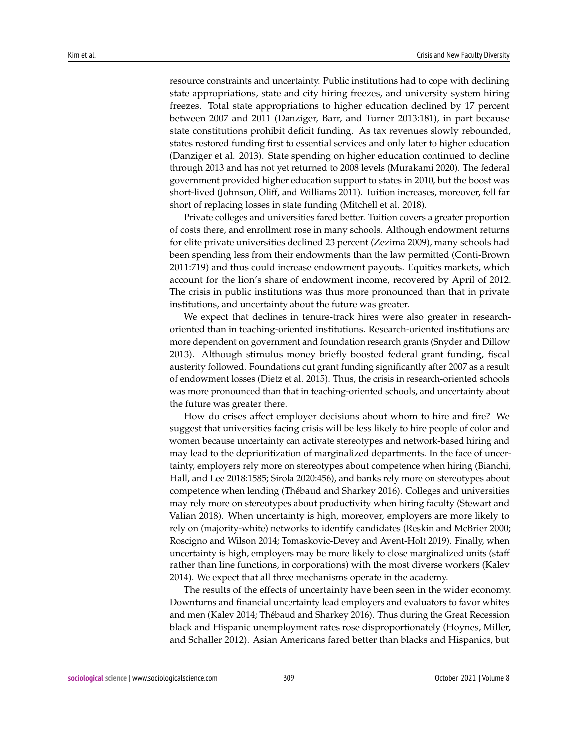resource constraints and uncertainty. Public institutions had to cope with declining state appropriations, state and city hiring freezes, and university system hiring freezes. Total state appropriations to higher education declined by 17 percent between 2007 and 2011 (Danziger, Barr, and Turner 2013:181), in part because state constitutions prohibit deficit funding. As tax revenues slowly rebounded, states restored funding first to essential services and only later to higher education (Danziger et al. 2013). State spending on higher education continued to decline through 2013 and has not yet returned to 2008 levels (Murakami 2020). The federal government provided higher education support to states in 2010, but the boost was short-lived (Johnson, Oliff, and Williams 2011). Tuition increases, moreover, fell far short of replacing losses in state funding (Mitchell et al. 2018).

Private colleges and universities fared better. Tuition covers a greater proportion of costs there, and enrollment rose in many schools. Although endowment returns for elite private universities declined 23 percent (Zezima 2009), many schools had been spending less from their endowments than the law permitted (Conti-Brown 2011:719) and thus could increase endowment payouts. Equities markets, which account for the lion's share of endowment income, recovered by April of 2012. The crisis in public institutions was thus more pronounced than that in private institutions, and uncertainty about the future was greater.

We expect that declines in tenure-track hires were also greater in research-oriented than in teaching-oriented institutions. Research-oriented institutions are more dependent on government and foundation research grants (Snyder and Dillow 2013). Although stimulus money briefly boosted federal grant funding, fiscal austerity followed. Foundations cut grant funding significantly after 2007 as a result of endowment losses (Dietz et al. 2015). Thus, the crisis in research-oriented schools was more pronounced than that in teaching-oriented schools, and uncertainty about the future was greater there.

How do crises affect employer decisions about whom to hire and fire? We suggest that universities facing crisis will be less likely to hire people of color and women because uncertainty can activate stereotypes and network-based hiring and may lead to the deprioritization of marginalized departments. In the face of uncertainty, employers rely more on stereotypes about competence when hiring (Bianchi, Hall, and Lee 2018:1585; Sirola 2020:456), and banks rely more on stereotypes about competence when lending (Thébaud and Sharkey 2016). Colleges and universities may rely more on stereotypes about productivity when hiring faculty (Stewart and Valian 2018). When uncertainty is high, moreover, employers are more likely to rely on (majority-white) networks to identify candidates (Reskin and McBrier 2000; Roscigno and Wilson 2014; Tomaskovic-Devey and Avent-Holt 2019). Finally, when uncertainty is high, employers may be more likely to close marginalized units (staff rather than line functions, in corporations) with the most diverse workers (Kalev 2014). We expect that all three mechanisms operate in the academy.

The results of the effects of uncertainty have been seen in the wider economy. Downturns and financial uncertainty lead employers and evaluators to favor whites and men (Kalev 2014; Thébaud and Sharkey 2016). Thus during the Great Recession black and Hispanic unemployment rates rose disproportionately (Hoynes, Miller, and Schaller 2012). Asian Americans fared better than blacks and Hispanics, but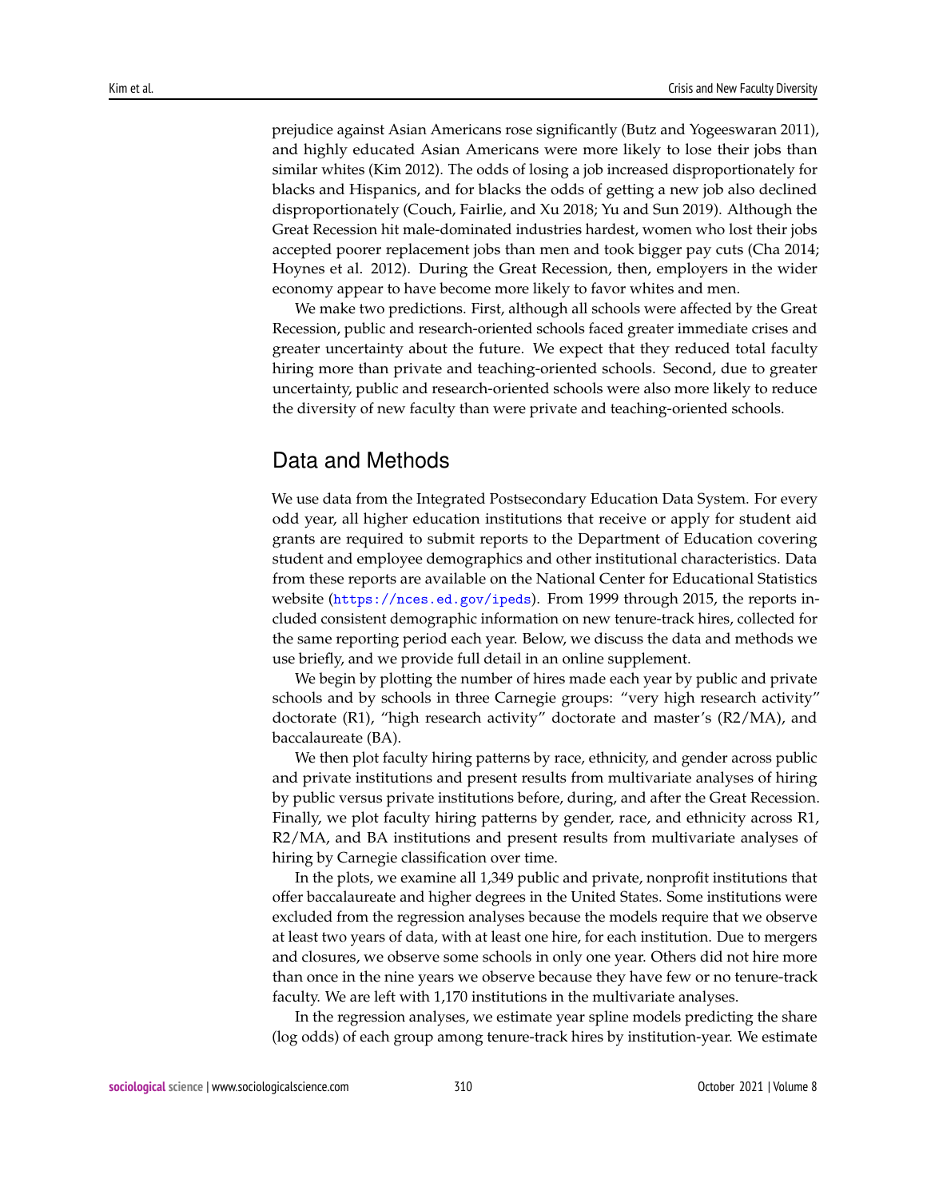prejudice against Asian Americans rose significantly (Butz and Yogeeswaran 2011), and highly educated Asian Americans were more likely to lose their jobs than similar whites (Kim 2012). The odds of losing a job increased disproportionately for blacks and Hispanics, and for blacks the odds of getting a new job also declined disproportionately (Couch, Fairlie, and Xu 2018; Yu and Sun 2019). Although the Great Recession hit male-dominated industries hardest, women who lost their jobs accepted poorer replacement jobs than men and took bigger pay cuts (Cha 2014; Hoynes et al. 2012). During the Great Recession, then, employers in the wider economy appear to have become more likely to favor whites and men.

We make two predictions. First, although all schools were affected by the Great Recession, public and research-oriented schools faced greater immediate crises and greater uncertainty about the future. We expect that they reduced total faculty hiring more than private and teaching-oriented schools. Second, due to greater uncertainty, public and research-oriented schools were also more likely to reduce the diversity of new faculty than were private and teaching-oriented schools.

## Data and Methods

We use data from the Integrated Postsecondary Education Data System. For every odd year, all higher education institutions that receive or apply for student aid grants are required to submit reports to the Department of Education covering student and employee demographics and other institutional characteristics. Data from these reports are available on the National Center for Educational Statistics website (https://nces.ed.gov/ipeds). From 1999 through 2015, the reports included consistent demographic information on new tenure-track hires, collected for the same reporting period each year. Below, we discuss the data and methods we use briefly, and we provide full detail in an online supplement.

We begin by plotting the number of hires made each year by public and private schools and by schools in three Carnegie groups: "very high research activity" doctorate (R1), "high research activity" doctorate and master's (R2/MA), and baccalaureate (BA).

We then plot faculty hiring patterns by race, ethnicity, and gender across public and private institutions and present results from multivariate analyses of hiring by public versus private institutions before, during, and after the Great Recession. Finally, we plot faculty hiring patterns by gender, race, and ethnicity across R1, R2/MA, and BA institutions and present results from multivariate analyses of hiring by Carnegie classification over time.

In the plots, we examine all 1,349 public and private, nonprofit institutions that offer baccalaureate and higher degrees in the United States. Some institutions were excluded from the regression analyses because the models require that we observe at least two years of data, with at least one hire, for each institution. Due to mergers and closures, we observe some schools in only one year. Others did not hire more than once in the nine years we observe because they have few or no tenure-track faculty. We are left with 1,170 institutions in the multivariate analyses.

In the regression analyses, we estimate year spline models predicting the share (log odds) of each group among tenure-track hires by institution-year. We estimate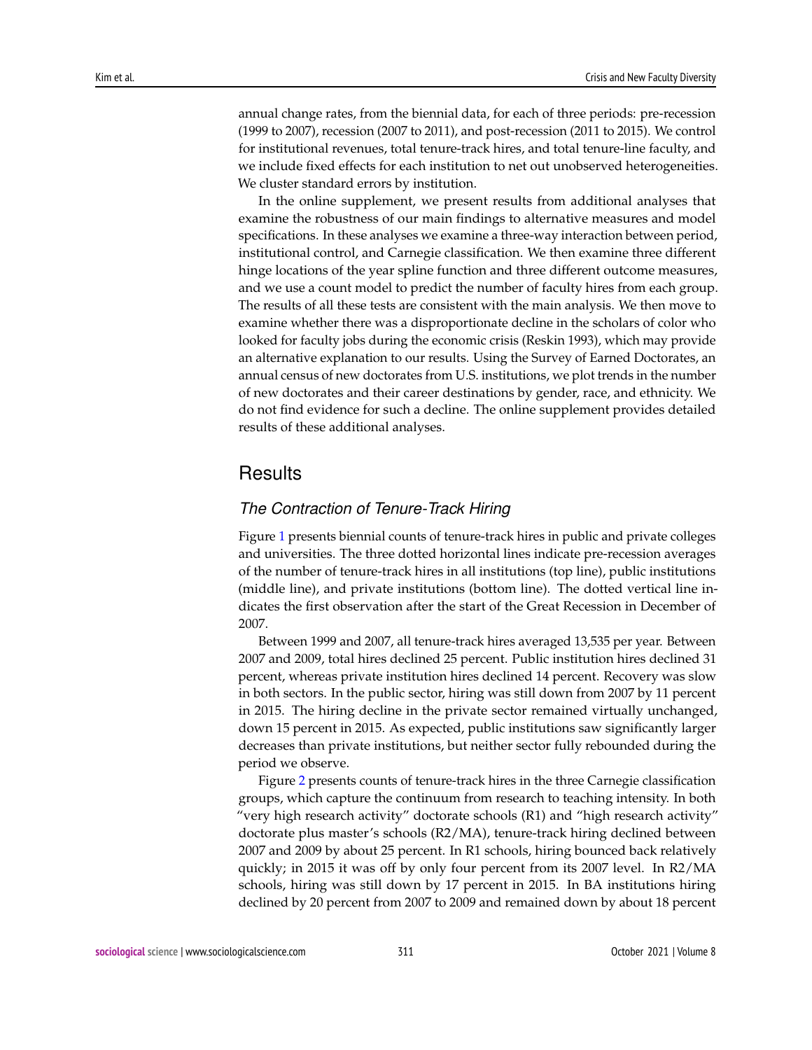annual change rates, from the biennial data, for each of three periods: pre-recession (1999 to 2007), recession (2007 to 2011), and post-recession (2011 to 2015). We control for institutional revenues, total tenure-track hires, and total tenure-line faculty, and we include fixed effects for each institution to net out unobserved heterogeneities. We cluster standard errors by institution.

In the online supplement, we present results from additional analyses that examine the robustness of our main findings to alternative measures and model specifications. In these analyses we examine a three-way interaction between period, institutional control, and Carnegie classification. We then examine three different hinge locations of the year spline function and three different outcome measures, and we use a count model to predict the number of faculty hires from each group. The results of all these tests are consistent with the main analysis. We then move to examine whether there was a disproportionate decline in the scholars of color who looked for faculty jobs during the economic crisis (Reskin 1993), which may provide an alternative explanation to our results. Using the Survey of Earned Doctorates, an annual census of new doctorates from U.S. institutions, we plot trends in the number of new doctorates and their career destinations by gender, race, and ethnicity. We do not find evidence for such a decline. The online supplement provides detailed results of these additional analyses.

## Results

### *The Contraction of Tenure-Track Hiring*

Figure 1 presents biennial counts of tenure-track hires in public and private colleges and universities. The three dotted horizontal lines indicate pre-recession averages of the number of tenure-track hires in all institutions (top line), public institutions (middle line), and private institutions (bottom line). The dotted vertical line indicates the first observation after the start of the Great Recession in December of 2007.

Between 1999 and 2007, all tenure-track hires averaged 13,535 per year. Between 2007 and 2009, total hires declined 25 percent. Public institution hires declined 31 percent, whereas private institution hires declined 14 percent. Recovery was slow in both sectors. In the public sector, hiring was still down from 2007 by 11 percent in 2015. The hiring decline in the private sector remained virtually unchanged, down 15 percent in 2015. As expected, public institutions saw significantly larger decreases than private institutions, but neither sector fully rebounded during the period we observe.

Figure 2 presents counts of tenure-track hires in the three Carnegie classification groups, which capture the continuum from research to teaching intensity. In both "very high research activity" doctorate schools (R1) and "high research activity" doctorate plus master's schools (R2/MA), tenure-track hiring declined between 2007 and 2009 by about 25 percent. In R1 schools, hiring bounced back relatively quickly; in 2015 it was off by only four percent from its 2007 level. In R2/MA schools, hiring was still down by 17 percent in 2015. In BA institutions hiring declined by 20 percent from 2007 to 2009 and remained down by about 18 percent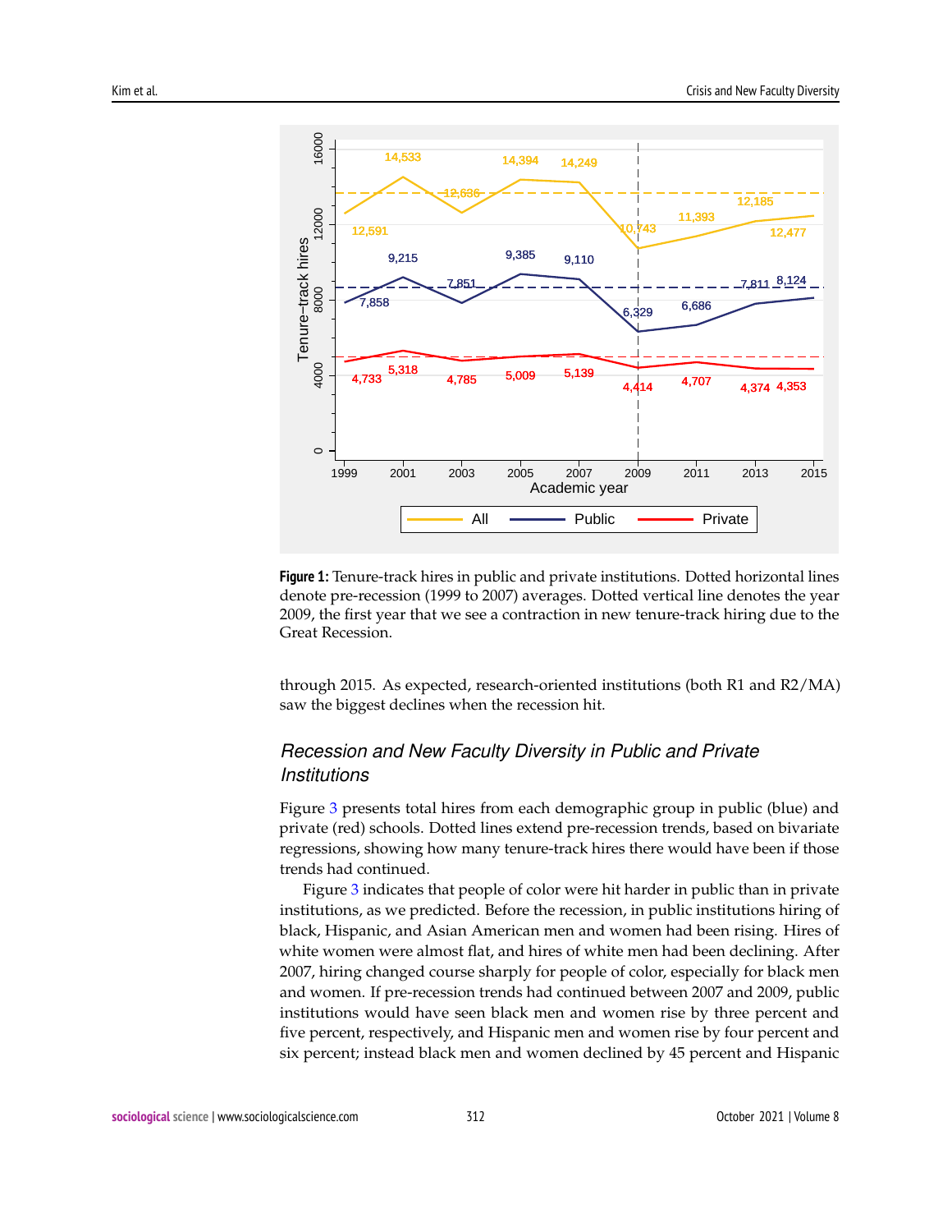**Figure 1:** Tenure-track hires in public and private institutions. Dotted horizontal lines denote pre-recession (1999 to 2007) averages. Dotted vertical line denotes the year 2009, the first year that we see a contraction in new tenure-track hiring due to the Great Recession.

through 2015. As expected, research-oriented institutions (both R1 and R2/MA) saw the biggest declines when the recession hit.

## *Recession and New Faculty Diversity in Public and Private Institutions*

Figure 3 presents total hires from each demographic group in public (blue) and private (red) schools. Dotted lines extend pre-recession trends, based on bivariate regressions, showing how many tenure-track hires there would have been if those trends had continued.

Figure 3 indicates that people of color were hit harder in public than in private institutions, as we predicted. Before the recession, in public institutions hiring of black, Hispanic, and Asian American men and women had been rising. Hires of white women were almost flat, and hires of white men had been declining. After 2007, hiring changed course sharply for people of color, especially for black men and women. If pre-recession trends had continued between 2007 and 2009, public institutions would have seen black men and women rise by three percent and five percent, respectively, and Hispanic men and women rise by four percent and six percent; instead black men and women declined by 45 percent and Hispanic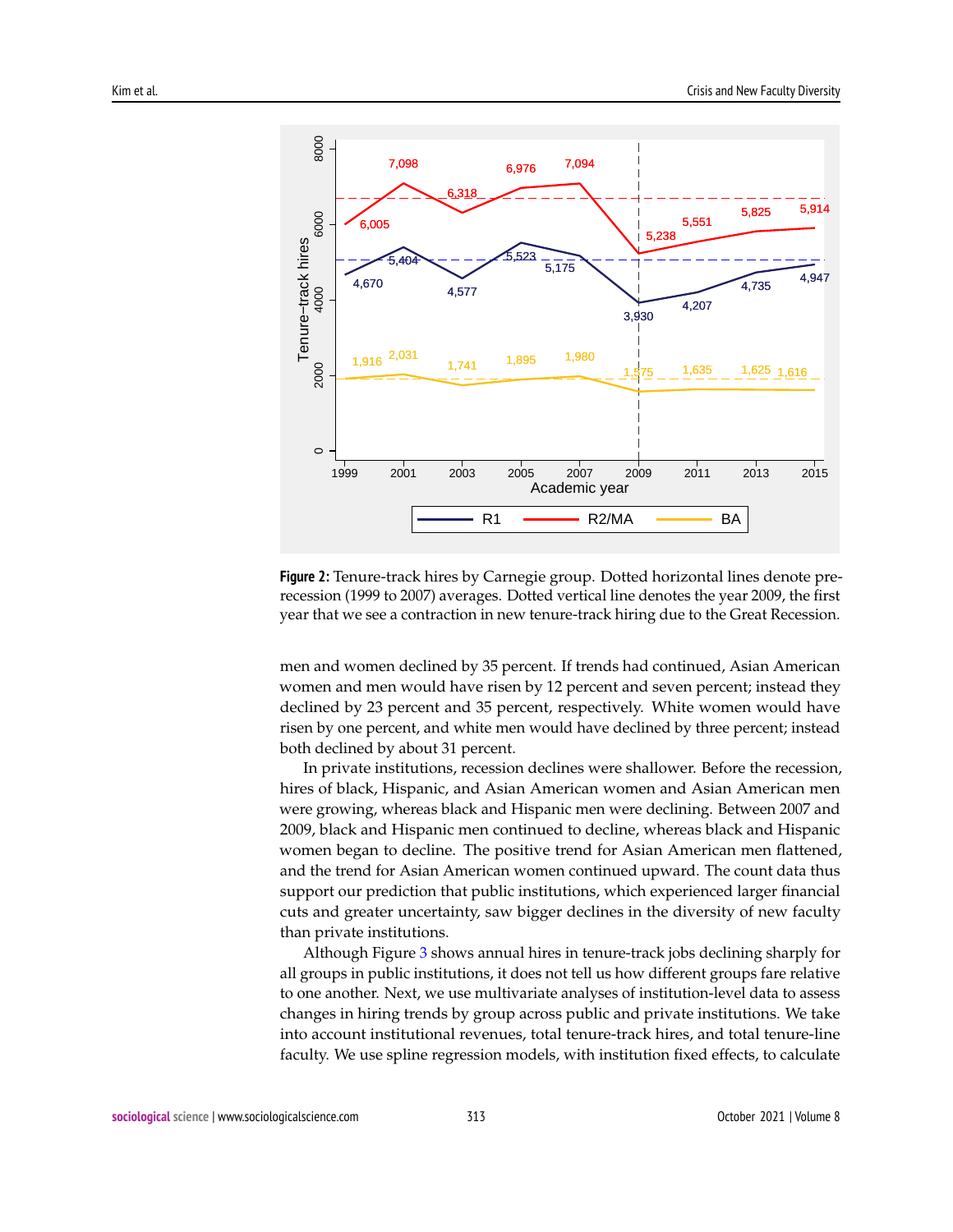**Figure 2:** Tenure-track hires by Carnegie group. Dotted horizontal lines denote pre-recession (1999 to 2007) averages. Dotted vertical line denotes the year 2009, the first year that we see a contraction in new tenure-track hiring due to the Great Recession.

men and women declined by 35 percent. If trends had continued, Asian American women and men would have risen by 12 percent and seven percent; instead they declined by 23 percent and 35 percent, respectively. White women would have risen by one percent, and white men would have declined by three percent; instead both declined by about 31 percent.

In private institutions, recession declines were shallower. Before the recession, hires of black, Hispanic, and Asian American women and Asian American men were growing, whereas black and Hispanic men were declining. Between 2007 and 2009, black and Hispanic men continued to decline, whereas black and Hispanic women began to decline. The positive trend for Asian American men flattened, and the trend for Asian American women continued upward. The count data thus support our prediction that public institutions, which experienced larger financial cuts and greater uncertainty, saw bigger declines in the diversity of new faculty than private institutions.

Although Figure 3 shows annual hires in tenure-track jobs declining sharply for all groups in public institutions, it does not tell us how different groups fare relative to one another. Next, we use multivariate analyses of institution-level data to assess changes in hiring trends by group across public and private institutions. We take into account institutional revenues, total tenure-track hires, and total tenure-line faculty. We use spline regression models, with institution fixed effects, to calculate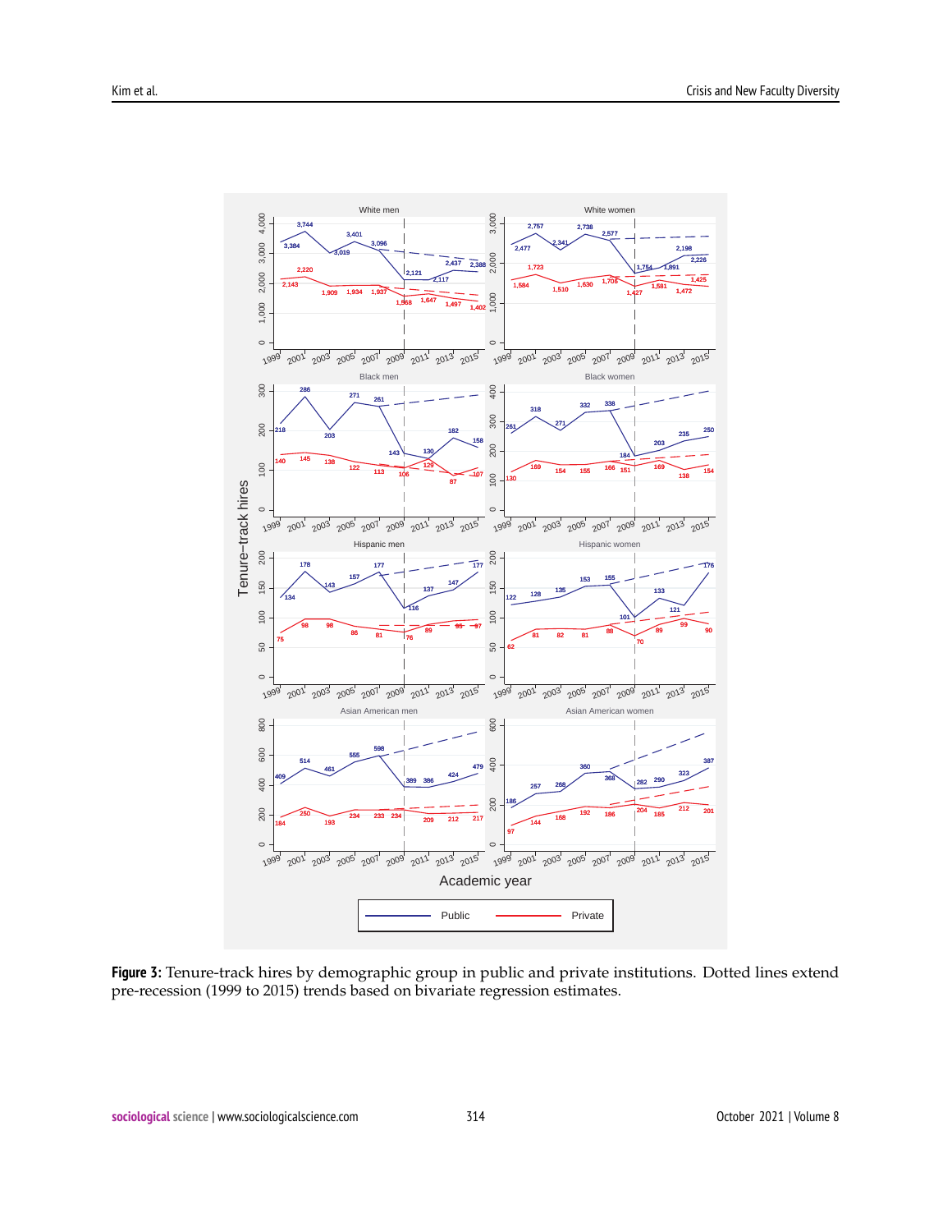Figure 3: Tenure-track hires by demographic group in public and private institutions. Dotted lines extend pre-recession (1999 to 2015) trends based on bivariate regression estimates.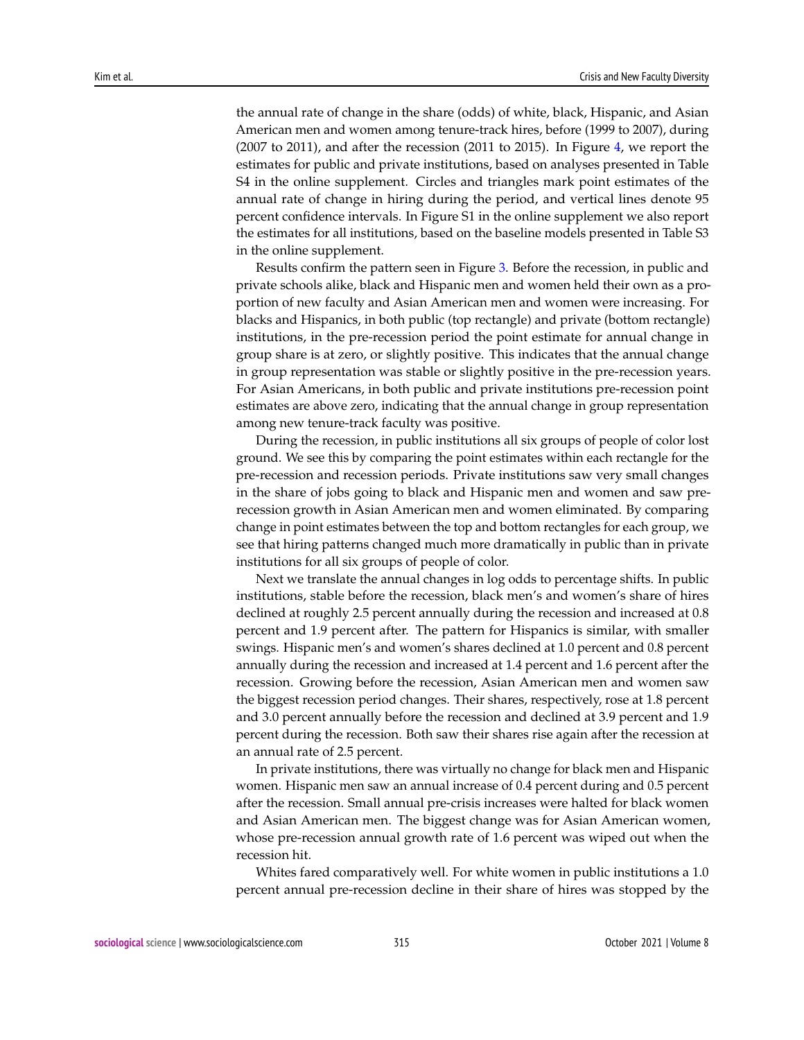the annual rate of change in the share (odds) of white, black, Hispanic, and Asian American men and women among tenure-track hires, before (1999 to 2007), during (2007 to 2011), and after the recession (2011 to 2015). In Figure 4, we report the estimates for public and private institutions, based on analyses presented in Table S4 in the online supplement. Circles and triangles mark point estimates of the annual rate of change in hiring during the period, and vertical lines denote 95 percent confidence intervals. In Figure S1 in the online supplement we also report the estimates for all institutions, based on the baseline models presented in Table S3 in the online supplement.

Results confirm the pattern seen in Figure 3. Before the recession, in public and private schools alike, black and Hispanic men and women held their own as a proportion of new faculty and Asian American men and women were increasing. For blacks and Hispanics, in both public (top rectangle) and private (bottom rectangle) institutions, in the pre-recession period the point estimate for annual change in group share is at zero, or slightly positive. This indicates that the annual change in group representation was stable or slightly positive in the pre-recession years. For Asian Americans, in both public and private institutions pre-recession point estimates are above zero, indicating that the annual change in group representation among new tenure-track faculty was positive.

During the recession, in public institutions all six groups of people of color lost ground. We see this by comparing the point estimates within each rectangle for the pre-recession and recession periods. Private institutions saw very small changes in the share of jobs going to black and Hispanic men and women and saw pre-recession growth in Asian American men and women eliminated. By comparing change in point estimates between the top and bottom rectangles for each group, we see that hiring patterns changed much more dramatically in public than in private institutions for all six groups of people of color.

Next we translate the annual changes in log odds to percentage shifts. In public institutions, stable before the recession, black men's and women's share of hires declined at roughly 2.5 percent annually during the recession and increased at 0.8 percent and 1.9 percent after. The pattern for Hispanics is similar, with smaller swings. Hispanic men's and women's shares declined at 1.0 percent and 0.8 percent annually during the recession and increased at 1.4 percent and 1.6 percent after the recession. Growing before the recession, Asian American men and women saw the biggest recession period changes. Their shares, respectively, rose at 1.8 percent and 3.0 percent annually before the recession and declined at 3.9 percent and 1.9 percent during the recession. Both saw their shares rise again after the recession at an annual rate of 2.5 percent.

In private institutions, there was virtually no change for black men and Hispanic women. Hispanic men saw an annual increase of 0.4 percent during and 0.5 percent after the recession. Small annual pre-crisis increases were halted for black women and Asian American men. The biggest change was for Asian American women, whose pre-recession annual growth rate of 1.6 percent was wiped out when the recession hit.

Whites fared comparatively well. For white women in public institutions a 1.0 percent annual pre-recession decline in their share of hires was stopped by the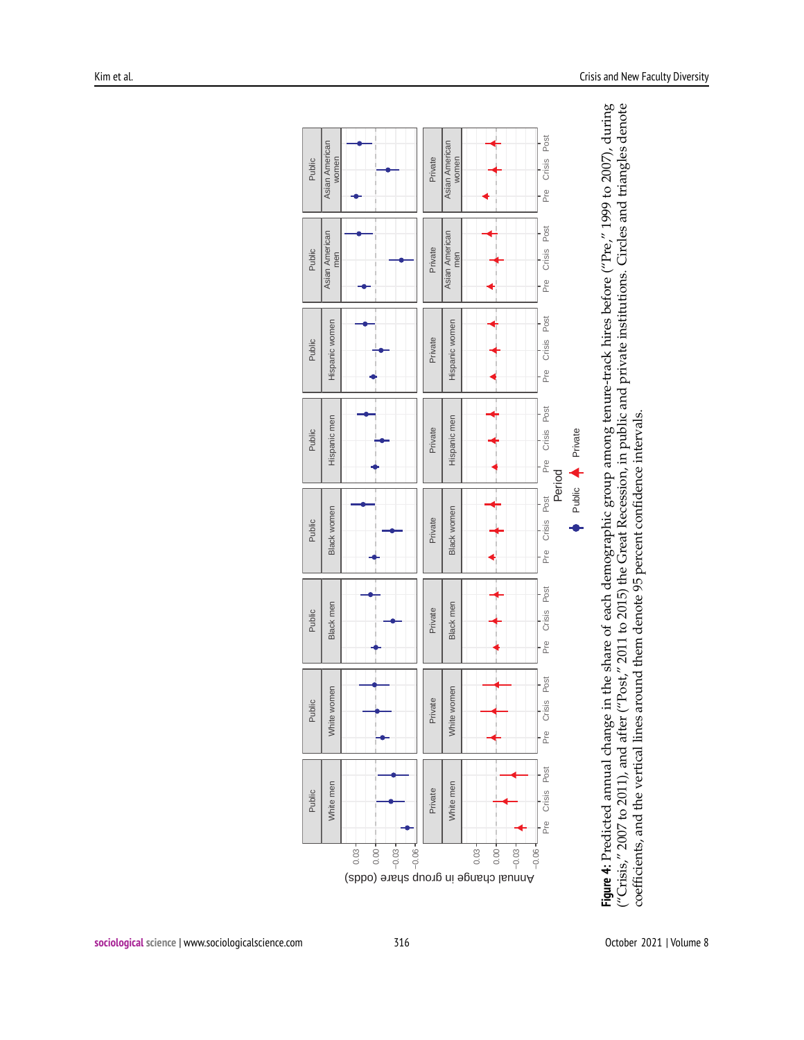**Figure 4:** Predicted annual change in the share of each demographic group among tenure-track hires before ("Pre," 1999 to 2007), during ("Crisis," 2007 to 2011), and after ("Post," 2011 to 2015) the Great Recession, in public and private institutions. Circles and triangles denote coefficients, and the vertical lines around them denote 95 percent confidence intervals.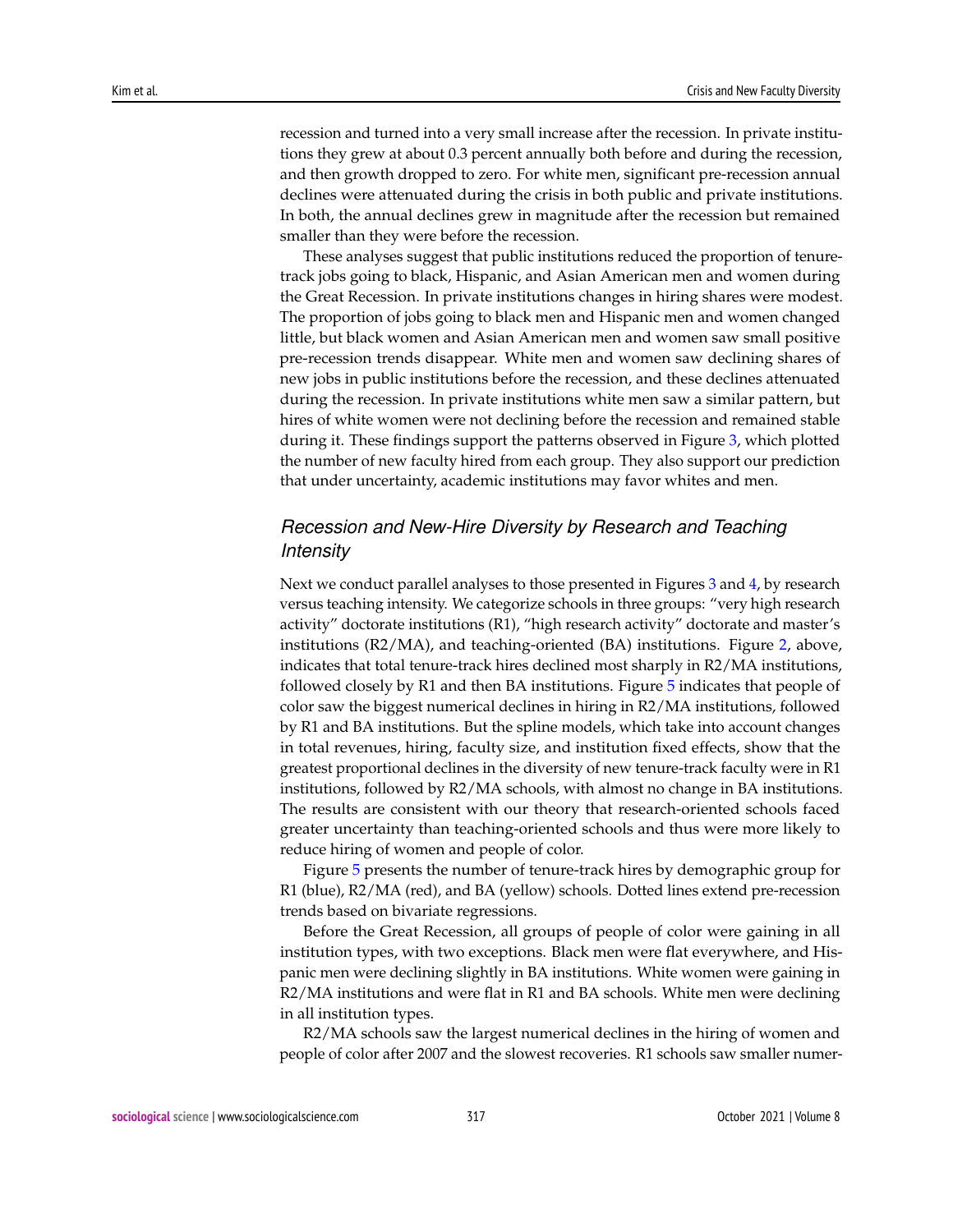recession and turned into a very small increase after the recession. In private institutions they grew at about 0.3 percent annually both before and during the recession, and then growth dropped to zero. For white men, significant pre-recession annual declines were attenuated during the crisis in both public and private institutions. In both, the annual declines grew in magnitude after the recession but remained smaller than they were before the recession.

These analyses suggest that public institutions reduced the proportion of tenure-track jobs going to black, Hispanic, and Asian American men and women during the Great Recession. In private institutions changes in hiring shares were modest. The proportion of jobs going to black men and Hispanic men and women changed little, but black women and Asian American men and women saw small positive pre-recession trends disappear. White men and women saw declining shares of new jobs in public institutions before the recession, and these declines attenuated during the recession. In private institutions white men saw a similar pattern, but hires of white women were not declining before the recession and remained stable during it. These findings support the patterns observed in Figure 3, which plotted the number of new faculty hired from each group. They also support our prediction that under uncertainty, academic institutions may favor whites and men.

## *Recession and New-Hire Diversity by Research and Teaching Intensity*

Next we conduct parallel analyses to those presented in Figures 3 and 4, by research versus teaching intensity. We categorize schools in three groups: "very high research activity" doctorate institutions (R1), "high research activity" doctorate and master's institutions (R2/MA), and teaching-oriented (BA) institutions. Figure 2, above, indicates that total tenure-track hires declined most sharply in R2/MA institutions, followed closely by R1 and then BA institutions. Figure 5 indicates that people of color saw the biggest numerical declines in hiring in R2/MA institutions, followed by R1 and BA institutions. But the spline models, which take into account changes in total revenues, hiring, faculty size, and institution fixed effects, show that the greatest proportional declines in the diversity of new tenure-track faculty were in R1 institutions, followed by R2/MA schools, with almost no change in BA institutions. The results are consistent with our theory that research-oriented schools faced greater uncertainty than teaching-oriented schools and thus were more likely to reduce hiring of women and people of color.

Figure 5 presents the number of tenure-track hires by demographic group for R1 (blue), R2/MA (red), and BA (yellow) schools. Dotted lines extend pre-recession trends based on bivariate regressions.

Before the Great Recession, all groups of people of color were gaining in all institution types, with two exceptions. Black men were flat everywhere, and Hispanic men were declining slightly in BA institutions. White women were gaining in R2/MA institutions and were flat in R1 and BA schools. White men were declining in all institution types.

R2/MA schools saw the largest numerical declines in the hiring of women and people of color after 2007 and the slowest recoveries. R1 schools saw smaller numer-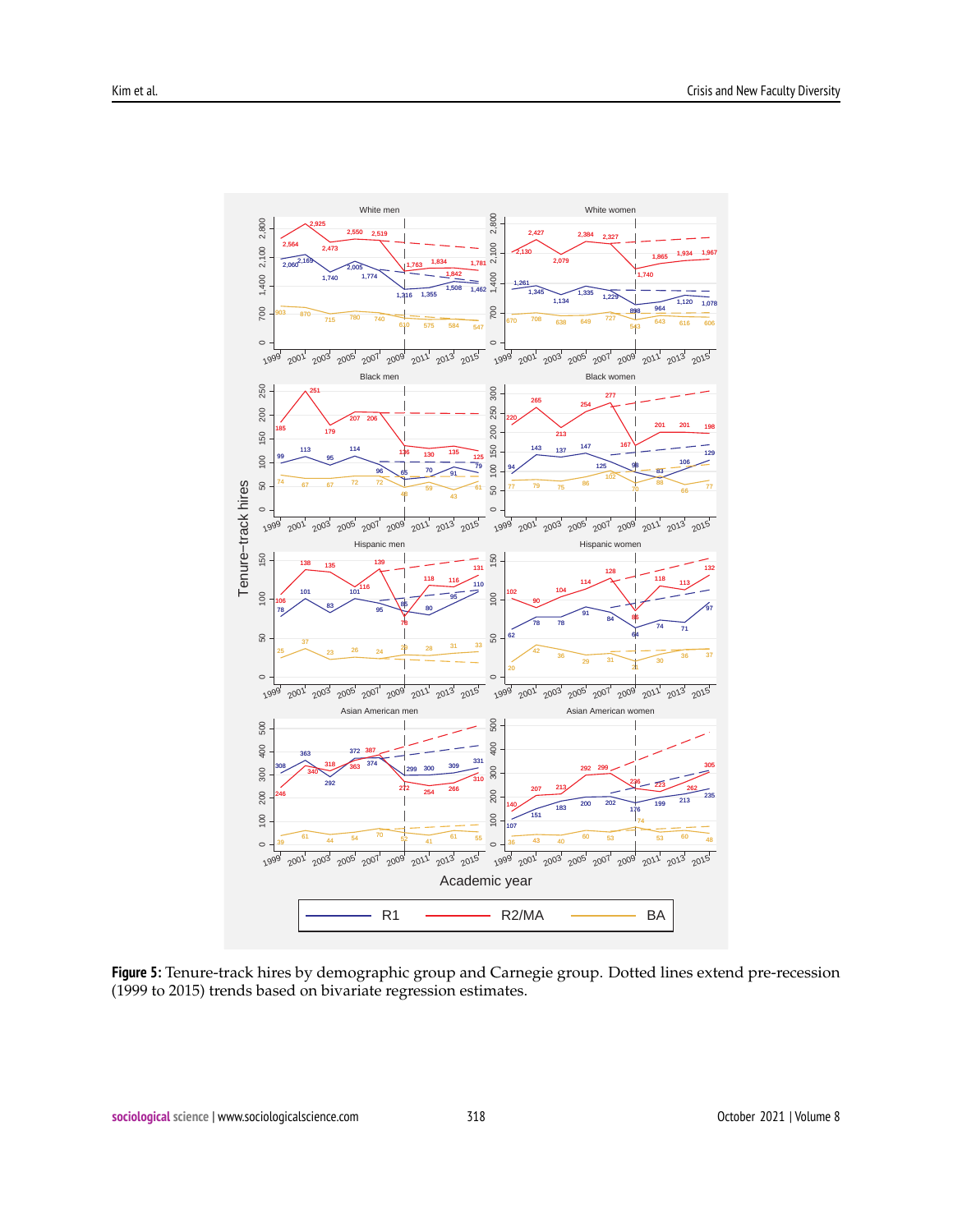**Figure 5:** Tenure-track hires by demographic group and Carnegie group. Dotted lines extend pre-recession (1999 to 2015) trends based on bivariate regression estimates.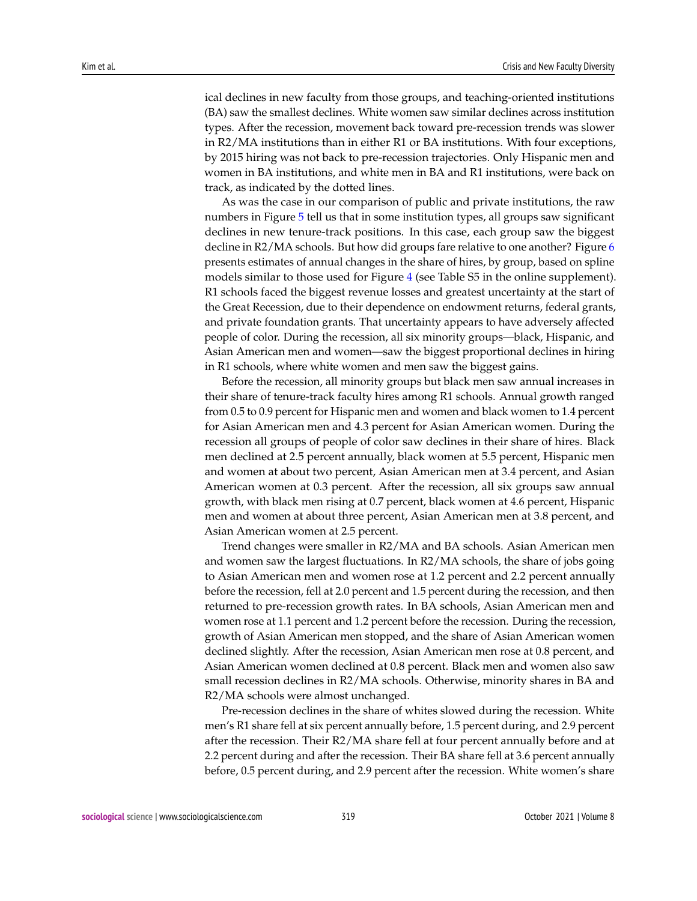ical declines in new faculty from those groups, and teaching-oriented institutions (BA) saw the smallest declines. White women saw similar declines across institution types. After the recession, movement back toward pre-recession trends was slower in R2/MA institutions than in either R1 or BA institutions. With four exceptions, by 2015 hiring was not back to pre-recession trajectories. Only Hispanic men and women in BA institutions, and white men in BA and R1 institutions, were back on track, as indicated by the dotted lines.

As was the case in our comparison of public and private institutions, the raw numbers in Figure 5 tell us that in some institution types, all groups saw significant declines in new tenure-track positions. In this case, each group saw the biggest decline in R2/MA schools. But how did groups fare relative to one another? Figure 6 presents estimates of annual changes in the share of hires, by group, based on spline models similar to those used for Figure 4 (see Table S5 in the online supplement). R1 schools faced the biggest revenue losses and greatest uncertainty at the start of the Great Recession, due to their dependence on endowment returns, federal grants, and private foundation grants. That uncertainty appears to have adversely affected people of color. During the recession, all six minority groups—black, Hispanic, and Asian American men and women—saw the biggest proportional declines in hiring in R1 schools, where white women and men saw the biggest gains.

Before the recession, all minority groups but black men saw annual increases in their share of tenure-track faculty hires among R1 schools. Annual growth ranged from 0.5 to 0.9 percent for Hispanic men and women and black women to 1.4 percent for Asian American men and 4.3 percent for Asian American women. During the recession all groups of people of color saw declines in their share of hires. Black men declined at 2.5 percent annually, black women at 5.5 percent, Hispanic men and women at about two percent, Asian American men at 3.4 percent, and Asian American women at 0.3 percent. After the recession, all six groups saw annual growth, with black men rising at 0.7 percent, black women at 4.6 percent, Hispanic men and women at about three percent, Asian American men at 3.8 percent, and Asian American women at 2.5 percent.

Trend changes were smaller in R2/MA and BA schools. Asian American men and women saw the largest fluctuations. In R2/MA schools, the share of jobs going to Asian American men and women rose at 1.2 percent and 2.2 percent annually before the recession, fell at 2.0 percent and 1.5 percent during the recession, and then returned to pre-recession growth rates. In BA schools, Asian American men and women rose at 1.1 percent and 1.2 percent before the recession. During the recession, growth of Asian American men stopped, and the share of Asian American women declined slightly. After the recession, Asian American men rose at 0.8 percent, and Asian American women declined at 0.8 percent. Black men and women also saw small recession declines in R2/MA schools. Otherwise, minority shares in BA and R2/MA schools were almost unchanged.

Pre-recession declines in the share of whites slowed during the recession. White men's R1 share fell at six percent annually before, 1.5 percent during, and 2.9 percent after the recession. Their R2/MA share fell at four percent annually before and at 2.2 percent during and after the recession. Their BA share fell at 3.6 percent annually before, 0.5 percent during, and 2.9 percent after the recession. White women's share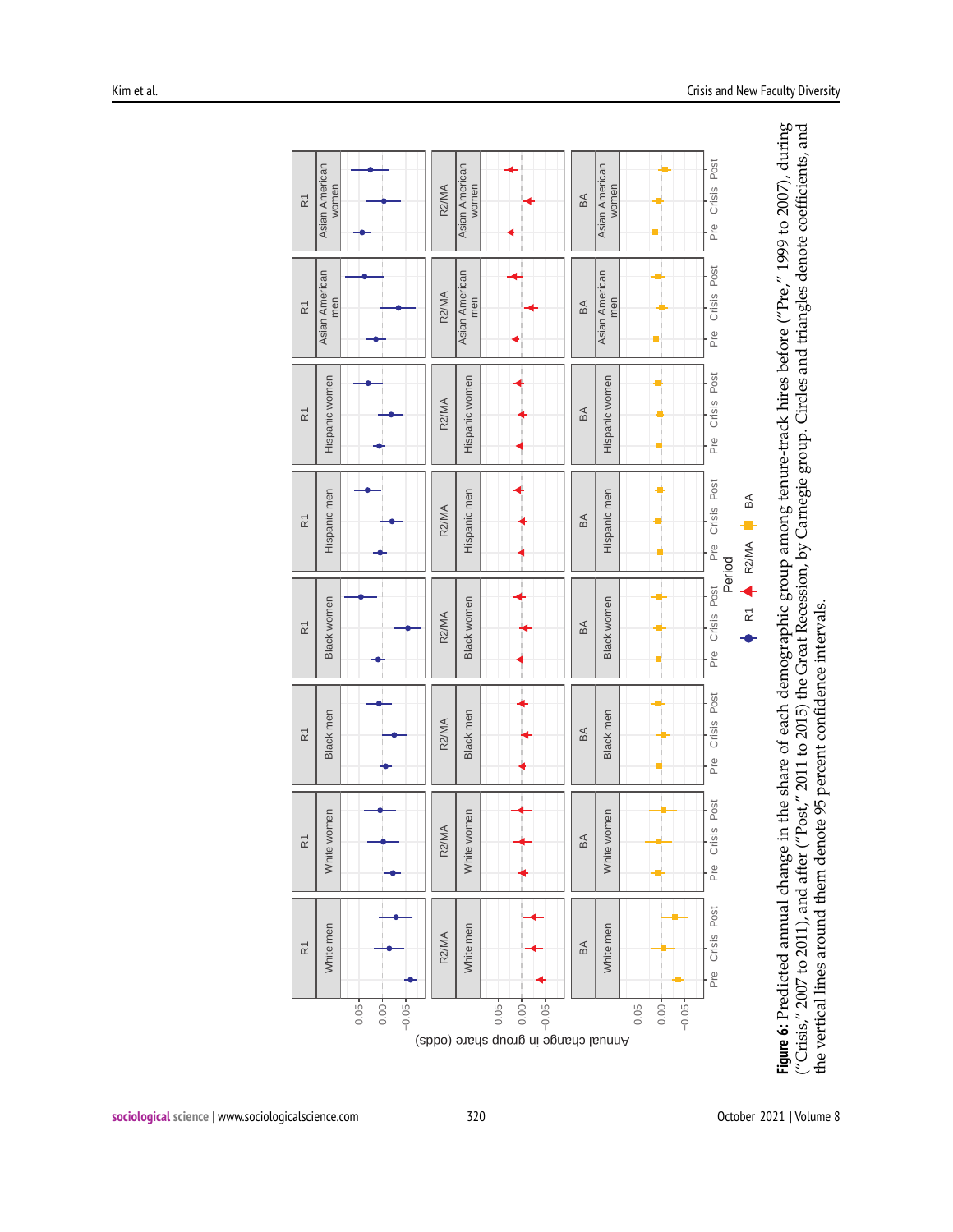**Figure 6:** Predicted annual change in the share of each demographic group among tenure-track hires before ("Pre," 1999 to 2007), during ("Crisis," 2007 to 2011), and after ("Post," 2011 to 2015) the Great Recession, by Carnegie group. Circles and triangles denote coefficients, and the vertical lines around them denote 95 percent confidence intervals.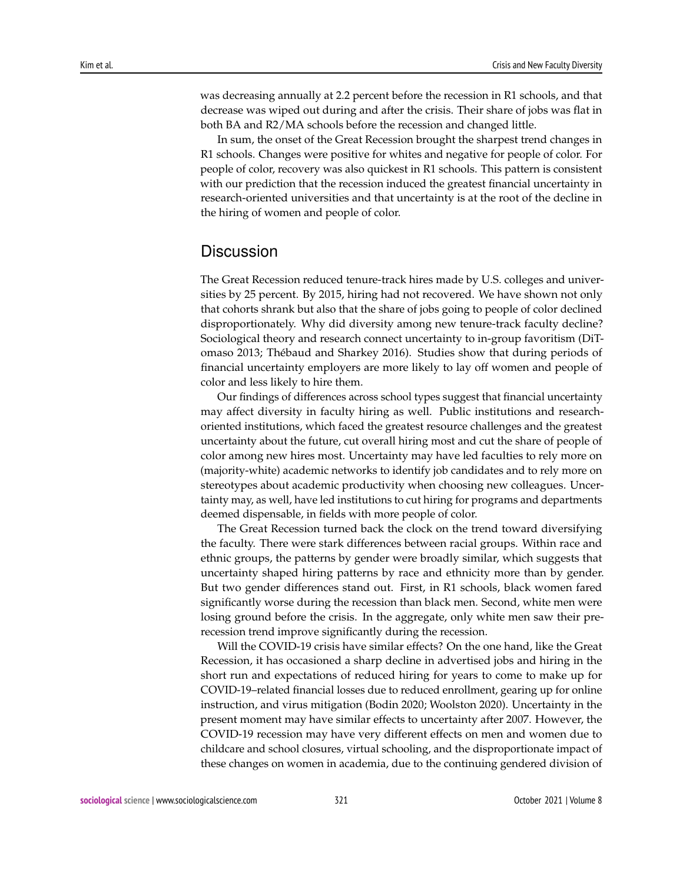was decreasing annually at 2.2 percent before the recession in R1 schools, and that decrease was wiped out during and after the crisis. Their share of jobs was flat in both BA and R2/MA schools before the recession and changed little.

In sum, the onset of the Great Recession brought the sharpest trend changes in R1 schools. Changes were positive for whites and negative for people of color. For people of color, recovery was also quickest in R1 schools. This pattern is consistent with our prediction that the recession induced the greatest financial uncertainty in research-oriented universities and that uncertainty is at the root of the decline in the hiring of women and people of color.

## Discussion

The Great Recession reduced tenure-track hires made by U.S. colleges and universities by 25 percent. By 2015, hiring had not recovered. We have shown not only that cohorts shrank but also that the share of jobs going to people of color declined disproportionately. Why did diversity among new tenure-track faculty decline? Sociological theory and research connect uncertainty to in-group favoritism (DiTomaso 2013; Thébaud and Sharkey 2016). Studies show that during periods of financial uncertainty employers are more likely to lay off women and people of color and less likely to hire them.

Our findings of differences across school types suggest that financial uncertainty may affect diversity in faculty hiring as well. Public institutions and research-oriented institutions, which faced the greatest resource challenges and the greatest uncertainty about the future, cut overall hiring most and cut the share of people of color among new hires most. Uncertainty may have led faculties to rely more on (majority-white) academic networks to identify job candidates and to rely more on stereotypes about academic productivity when choosing new colleagues. Uncertainty may, as well, have led institutions to cut hiring for programs and departments deemed dispensable, in fields with more people of color.

The Great Recession turned back the clock on the trend toward diversifying the faculty. There were stark differences between racial groups. Within race and ethnic groups, the patterns by gender were broadly similar, which suggests that uncertainty shaped hiring patterns by race and ethnicity more than by gender. But two gender differences stand out. First, in R1 schools, black women fared significantly worse during the recession than black men. Second, white men were losing ground before the crisis. In the aggregate, only white men saw their pre-recession trend improve significantly during the recession.

Will the COVID-19 crisis have similar effects? On the one hand, like the Great Recession, it has occasioned a sharp decline in advertised jobs and hiring in the short run and expectations of reduced hiring for years to come to make up for COVID-19–related financial losses due to reduced enrollment, gearing up for online instruction, and virus mitigation (Bodin 2020; Woolston 2020). Uncertainty in the present moment may have similar effects to uncertainty after 2007. However, the COVID-19 recession may have very different effects on men and women due to childcare and school closures, virtual schooling, and the disproportionate impact of these changes on women in academia, due to the continuing gendered division of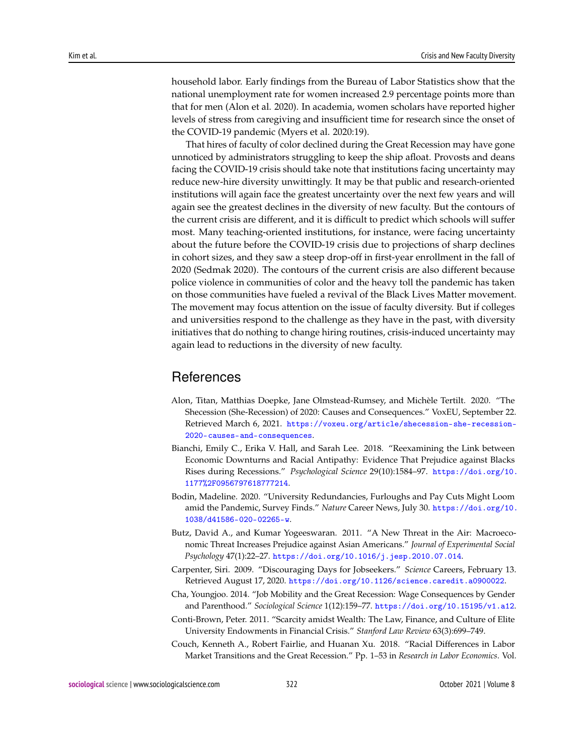household labor. Early findings from the Bureau of Labor Statistics show that the national unemployment rate for women increased 2.9 percentage points more than that for men (Alon et al. 2020). In academia, women scholars have reported higher levels of stress from caregiving and insufficient time for research since the onset of the COVID-19 pandemic (Myers et al. 2020:19).

That hires of faculty of color declined during the Great Recession may have gone unnoticed by administrators struggling to keep the ship afloat. Provosts and deans facing the COVID-19 crisis should take note that institutions facing uncertainty may reduce new-hire diversity unwittingly. It may be that public and research-oriented institutions will again face the greatest uncertainty over the next few years and will again see the greatest declines in the diversity of new faculty. But the contours of the current crisis are different, and it is difficult to predict which schools will suffer most. Many teaching-oriented institutions, for instance, were facing uncertainty about the future before the COVID-19 crisis due to projections of sharp declines in cohort sizes, and they saw a steep drop-off in first-year enrollment in the fall of 2020 (Sedmak 2020). The contours of the current crisis are also different because police violence in communities of color and the heavy toll the pandemic has taken on those communities have fueled a revival of the Black Lives Matter movement. The movement may focus attention on the issue of faculty diversity. But if colleges and universities respond to the challenge as they have in the past, with diversity initiatives that do nothing to change hiring routines, crisis-induced uncertainty may again lead to reductions in the diversity of new faculty.

# References

Alon, Titan, Matthias Doepke, Jane Olmstead-Rumsey, and Michèle Tertilt. 2020. "The Shecession (She-Recession) of 2020: Causes and Consequences." VoxEU, September 22. Retrieved March 6, 2021. https://voxeu.org/article/shecession-she-recession-2020-causes-and-consequences.

Bianchi, Emily C., Erika V. Hall, and Sarah Lee. 2018. "Reexamining the Link between Economic Downturns and Racial Antipathy: Evidence That Prejudice against Blacks Rises during Recessions." *Psychological Science* 29(10):1584–97. https://doi.org/10.1177%2F0956797618777214.

Bodin, Madeline. 2020. "University Redundancies, Furloughs and Pay Cuts Might Loom amid the Pandemic, Survey Finds." *Nature* Career News, July 30. https://doi.org/10.1038/d41586-020-02265-w.

Butz, David A., and Kumar Yogeeswaran. 2011. "A New Threat in the Air: Macroeconomic Threat Increases Prejudice against Asian Americans." *Journal of Experimental Social Psychology* 47(1):22–27. https://doi.org/10.1016/j.jesp.2010.07.014.

Carpenter, Siri. 2009. "Discouraging Days for Jobseekers." *Science* Careers, February 13. Retrieved August 17, 2020. https://doi.org/10.1126/science.caredit.a0900022.

Cha, Youngjoo. 2014. "Job Mobility and the Great Recession: Wage Consequences by Gender and Parenthood." *Sociological Science* 1(12):159–77. https://doi.org/10.15195/v1.a12.

Conti-Brown, Peter. 2011. "Scarcity amidst Wealth: The Law, Finance, and Culture of Elite University Endowments in Financial Crisis." *Stanford Law Review* 63(3):699–749.

Couch, Kenneth A., Robert Fairlie, and Huanan Xu. 2018. "Racial Differences in Labor Market Transitions and the Great Recession." Pp. 1–53 in *Research in Labor Economics*. Vol.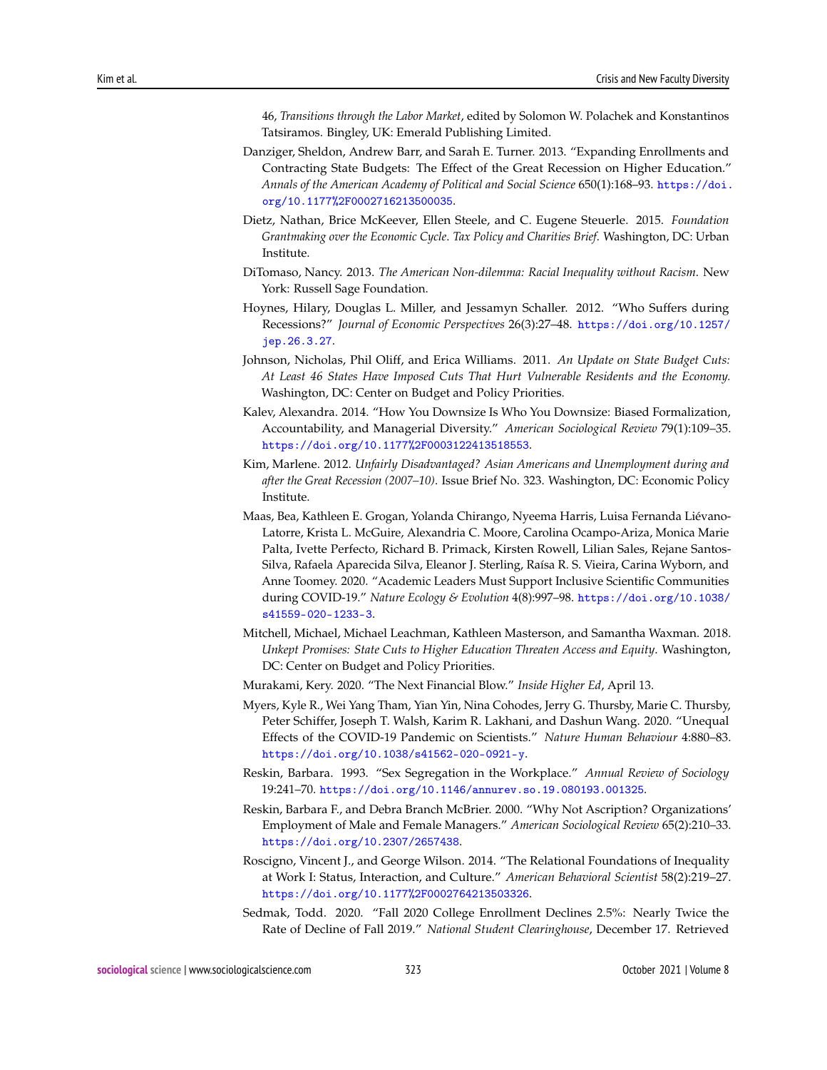46, *Transitions through the Labor Market*, edited by Solomon W. Polachek and Konstantinos Tatsiramos. Bingley, UK: Emerald Publishing Limited.

Danziger, Sheldon, Andrew Barr, and Sarah E. Turner. 2013. "Expanding Enrollments and Contracting State Budgets: The Effect of the Great Recession on Higher Education." *Annals of the American Academy of Political and Social Science* 650(1):168–93. https://doi.org/10.1177%2F0002716213500035.

Dietz, Nathan, Brice McKeever, Ellen Steele, and C. Eugene Steuerle. 2015. *Foundation Grantmaking over the Economic Cycle. Tax Policy and Charities Brief.* Washington, DC: Urban Institute.

DiTomaso, Nancy. 2013. *The American Non-dilemma: Racial Inequality without Racism.* New York: Russell Sage Foundation.

Hoynes, Hilary, Douglas L. Miller, and Jessamyn Schaller. 2012. "Who Suffers during Recessions?" *Journal of Economic Perspectives* 26(3):27–48. https://doi.org/10.1257/jep.26.3.27.

Johnson, Nicholas, Phil Oliff, and Erica Williams. 2011. *An Update on State Budget Cuts: At Least 46 States Have Imposed Cuts That Hurt Vulnerable Residents and the Economy.* Washington, DC: Center on Budget and Policy Priorities.

Kalev, Alexandra. 2014. "How You Downsize Is Who You Downsize: Biased Formalization, Accountability, and Managerial Diversity." *American Sociological Review* 79(1):109–35. https://doi.org/10.1177%2F0003122413518553.

Kim, Marlene. 2012. *Unfairly Disadvantaged? Asian Americans and Unemployment during and after the Great Recession (2007–10).* Issue Brief No. 323. Washington, DC: Economic Policy Institute.

Maas, Bea, Kathleen E. Grogan, Yolanda Chirango, Nyeema Harris, Luisa Fernanda Liévano-Latorre, Krista L. McGuire, Alexandria C. Moore, Carolina Ocampo-Ariza, Monica Marie Palta, Ivette Perfecto, Richard B. Primack, Kirsten Rowell, Lilian Sales, Rejane Santos-Silva, Rafaela Aparecida Silva, Eleanor J. Sterling, Raísa R. S. Vieira, Carina Wyborn, and Anne Toomey. 2020. "Academic Leaders Must Support Inclusive Scientific Communities during COVID-19." *Nature Ecology & Evolution* 4(8):997–98. https://doi.org/10.1038/s41559-020-1233-3.

Mitchell, Michael, Michael Leachman, Kathleen Masterson, and Samantha Waxman. 2018. *Unkept Promises: State Cuts to Higher Education Threaten Access and Equity.* Washington, DC: Center on Budget and Policy Priorities.

Murakami, Kery. 2020. "The Next Financial Blow." *Inside Higher Ed*, April 13.

Myers, Kyle R., Wei Yang Tham, Yian Yin, Nina Cohodes, Jerry G. Thursby, Marie C. Thursby, Peter Schiffer, Joseph T. Walsh, Karim R. Lakhani, and Dashun Wang. 2020. "Unequal Effects of the COVID-19 Pandemic on Scientists." *Nature Human Behaviour* 4:880–83. https://doi.org/10.1038/s41562-020-0921-y.

Reskin, Barbara. 1993. "Sex Segregation in the Workplace." *Annual Review of Sociology* 19:241–70. https://doi.org/10.1146/annurev.so.19.080193.001325.

Reskin, Barbara F., and Debra Branch McBrier. 2000. "Why Not Ascription? Organizations' Employment of Male and Female Managers." *American Sociological Review* 65(2):210–33. https://doi.org/10.2307/2657438.

Roscigno, Vincent J., and George Wilson. 2014. "The Relational Foundations of Inequality at Work I: Status, Interaction, and Culture." *American Behavioral Scientist* 58(2):219–27. https://doi.org/10.1177%2F0002764213503326.

Sedmak, Todd. 2020. "Fall 2020 College Enrollment Declines 2.5%: Nearly Twice the Rate of Decline of Fall 2019." *National Student Clearinghouse*, December 17. Retrieved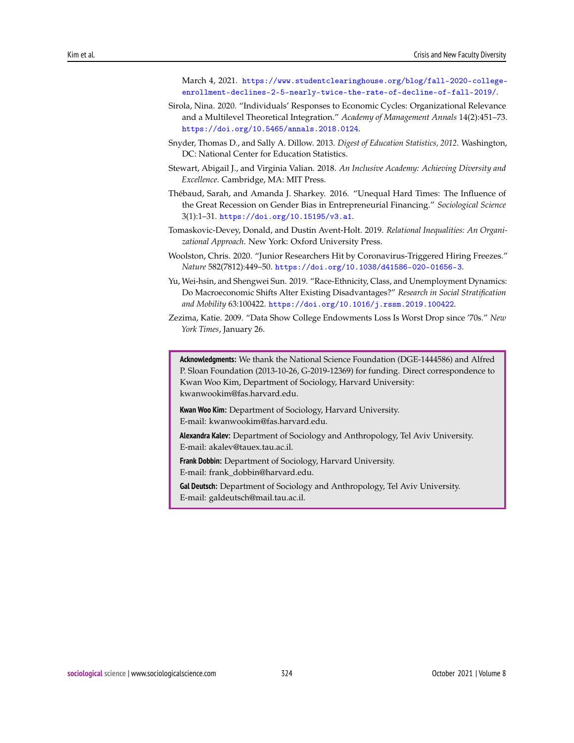March 4, 2021. https://www.studentclearinghouse.org/blog/fall-2020-college-enrollment-declines-2-5-nearly-twice-the-rate-of-decline-of-fall-2019/.

Sirola, Nina. 2020. "Individuals' Responses to Economic Cycles: Organizational Relevance and a Multilevel Theoretical Integration." *Academy of Management Annals* 14(2):451–73. https://doi.org/10.5465/annals.2018.0124.

Snyder, Thomas D., and Sally A. Dillow. 2013. *Digest of Education Statistics, 2012*. Washington, DC: National Center for Education Statistics.

Stewart, Abigail J., and Virginia Valian. 2018. *An Inclusive Academy: Achieving Diversity and Excellence*. Cambridge, MA: MIT Press.

Thébaud, Sarah, and Amanda J. Sharkey. 2016. "Unequal Hard Times: The Influence of the Great Recession on Gender Bias in Entrepreneurial Financing." *Sociological Science* 3(1):1–31. https://doi.org/10.15195/v3.a1.

Tomaskovic-Devey, Donald, and Dustin Avent-Holt. 2019. *Relational Inequalities: An Organizational Approach*. New York: Oxford University Press.

Woolston, Chris. 2020. "Junior Researchers Hit by Coronavirus-Triggered Hiring Freezes." *Nature* 582(7812):449–50. https://doi.org/10.1038/d41586-020-01656-3.

Yu, Wei-hsin, and Shengwei Sun. 2019. "Race-Ethnicity, Class, and Unemployment Dynamics: Do Macroeconomic Shifts Alter Existing Disadvantages?" *Research in Social Stratification and Mobility* 63:100422. https://doi.org/10.1016/j.rssm.2019.100422.

Zezima, Katie. 2009. "Data Show College Endowments Loss Is Worst Drop since '70s." *New York Times*, January 26.

**Acknowledgments:** We thank the National Science Foundation (DGE-1444586) and Alfred P. Sloan Foundation (2013-10-26, G-2019-12369) for funding. Direct correspondence to Kwan Woo Kim, Department of Sociology, Harvard University: kwanwookim@fas.harvard.edu.

**Kwan Woo Kim:** Department of Sociology, Harvard University.
E-mail: kwanwookim@fas.harvard.edu.

**Alexandra Kalev:** Department of Sociology and Anthropology, Tel Aviv University.
E-mail: akalev@tauex.tau.ac.il.

**Frank Dobbin:** Department of Sociology, Harvard University.
E-mail: frank_dobbin@harvard.edu.

**Gal Deutsch:** Department of Sociology and Anthropology, Tel Aviv University.
E-mail: galdeutsch@mail.tau.ac.il.